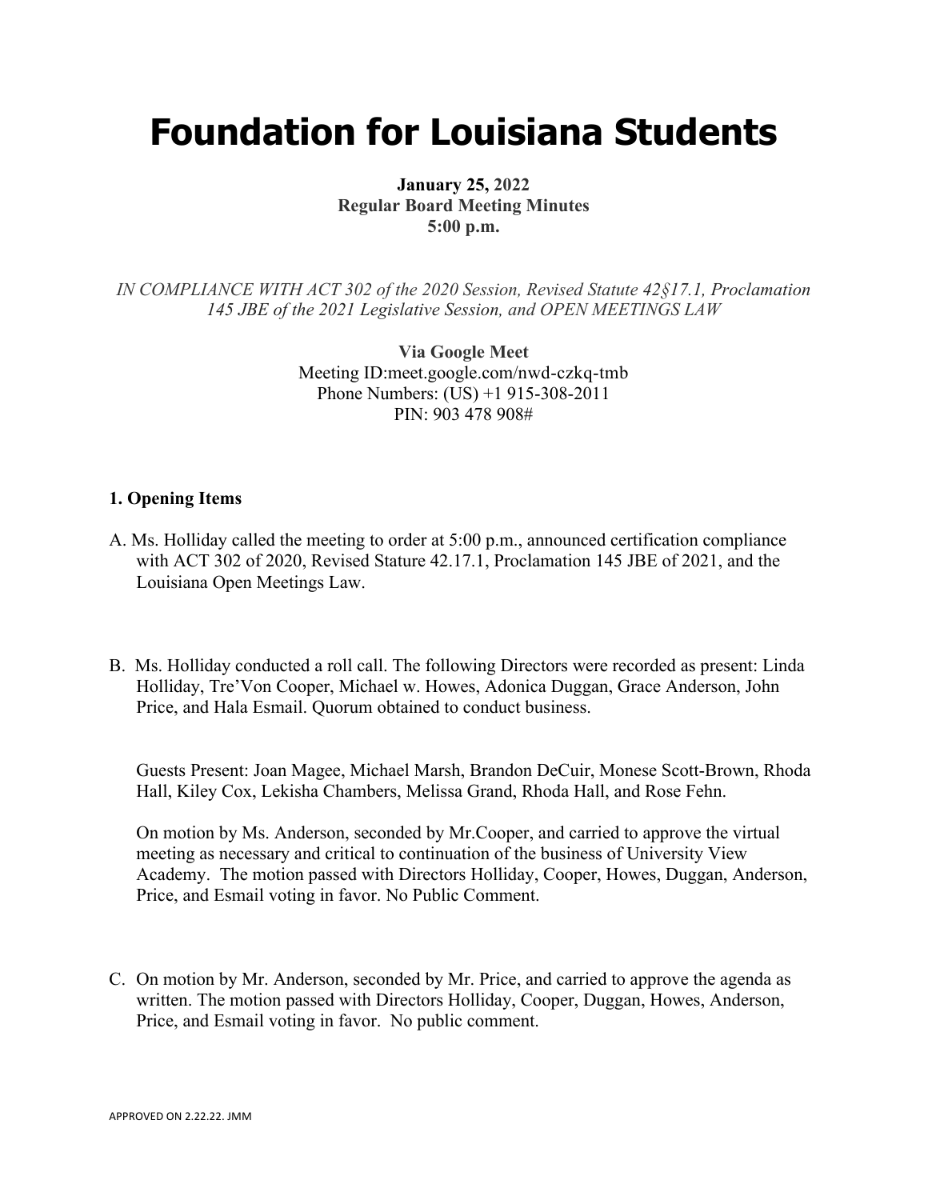# Foundation for Louisiana Students

**January 25, 2022**
**Regular Board Meeting Minutes**
**5:00 p.m.**

*IN COMPLIANCE WITH ACT 302 of the 2020 Session, Revised Statute 42§17.1, Proclamation 145 JBE of the 2021 Legislative Session, and OPEN MEETINGS LAW*

**Via Google Meet**
Meeting ID:meet.google.com/nwd-czkq-tmb
Phone Numbers: (US) +1 915-308-2011
PIN: 903 478 908#

### 1. Opening Items

A. Ms. Holliday called the meeting to order at 5:00 p.m., announced certification compliance with ACT 302 of 2020, Revised Stature 42.17.1, Proclamation 145 JBE of 2021, and the Louisiana Open Meetings Law.

B. Ms. Holliday conducted a roll call. The following Directors were recorded as present: Linda Holliday, Tre'Von Cooper, Michael w. Howes, Adonica Duggan, Grace Anderson, John Price, and Hala Esmail. Quorum obtained to conduct business.

Guests Present: Joan Magee, Michael Marsh, Brandon DeCuir, Monese Scott-Brown, Rhoda Hall, Kiley Cox, Lekisha Chambers, Melissa Grand, Rhoda Hall, and Rose Fehn.

On motion by Ms. Anderson, seconded by Mr.Cooper, and carried to approve the virtual meeting as necessary and critical to continuation of the business of University View Academy. The motion passed with Directors Holliday, Cooper, Howes, Duggan, Anderson, Price, and Esmail voting in favor. No Public Comment.

C. On motion by Mr. Anderson, seconded by Mr. Price, and carried to approve the agenda as written. The motion passed with Directors Holliday, Cooper, Duggan, Howes, Anderson, Price, and Esmail voting in favor. No public comment.

APPROVED ON 2.22.22. JMM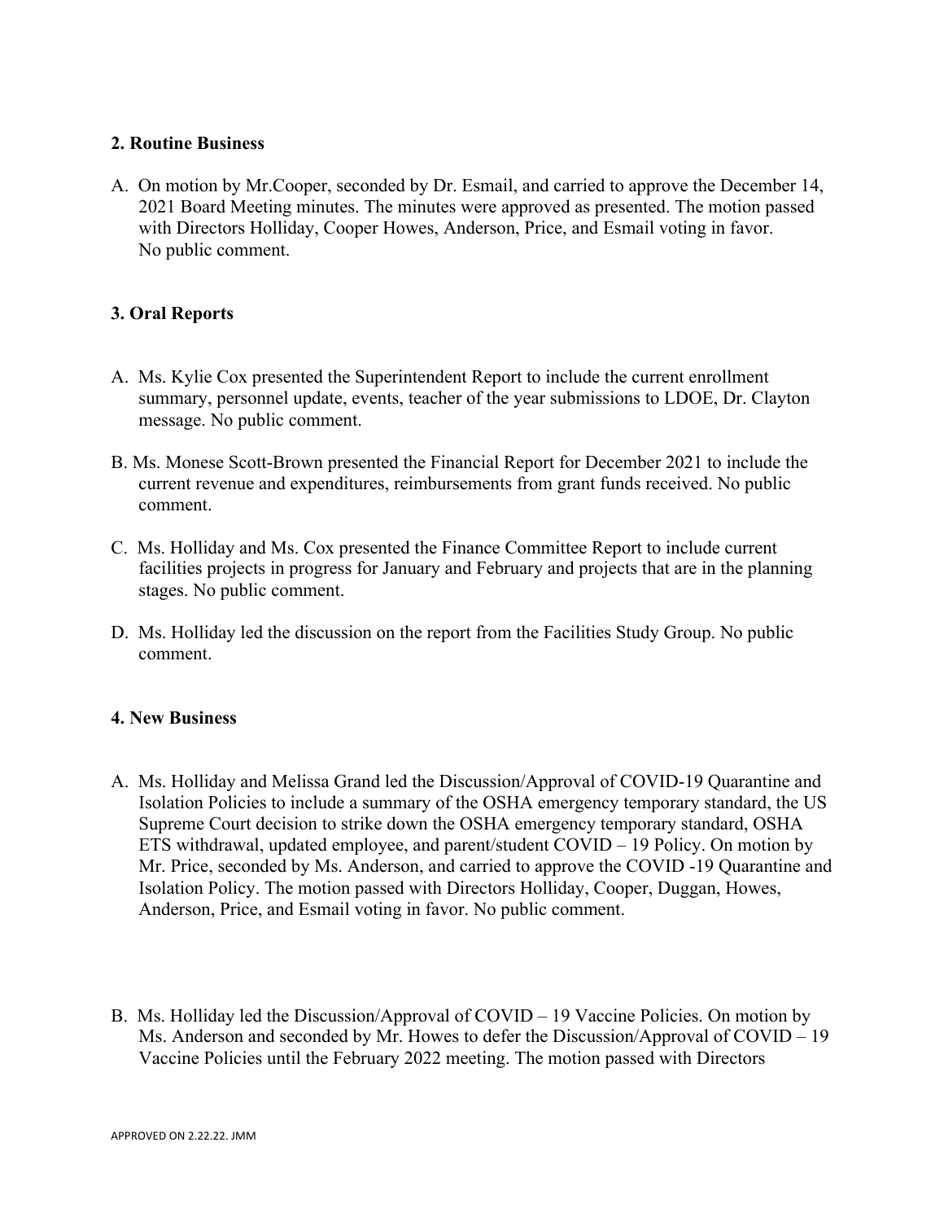**2. Routine Business**

A. On motion by Mr.Cooper, seconded by Dr. Esmail, and carried to approve the December 14, 2021 Board Meeting minutes. The minutes were approved as presented. The motion passed with Directors Holliday, Cooper Howes, Anderson, Price, and Esmail voting in favor. No public comment.

**3. Oral Reports**

A. Ms. Kylie Cox presented the Superintendent Report to include the current enrollment summary, personnel update, events, teacher of the year submissions to LDOE, Dr. Clayton message. No public comment.

B. Ms. Monese Scott-Brown presented the Financial Report for December 2021 to include the current revenue and expenditures, reimbursements from grant funds received. No public comment.

C. Ms. Holliday and Ms. Cox presented the Finance Committee Report to include current facilities projects in progress for January and February and projects that are in the planning stages. No public comment.

D. Ms. Holliday led the discussion on the report from the Facilities Study Group. No public comment.

**4. New Business**

A. Ms. Holliday and Melissa Grand led the Discussion/Approval of COVID-19 Quarantine and Isolation Policies to include a summary of the OSHA emergency temporary standard, the US Supreme Court decision to strike down the OSHA emergency temporary standard, OSHA ETS withdrawal, updated employee, and parent/student COVID – 19 Policy. On motion by Mr. Price, seconded by Ms. Anderson, and carried to approve the COVID -19 Quarantine and Isolation Policy. The motion passed with Directors Holliday, Cooper, Duggan, Howes, Anderson, Price, and Esmail voting in favor. No public comment.

B. Ms. Holliday led the Discussion/Approval of COVID – 19 Vaccine Policies. On motion by Ms. Anderson and seconded by Mr. Howes to defer the Discussion/Approval of COVID – 19 Vaccine Policies until the February 2022 meeting. The motion passed with Directors

APPROVED ON 2.22.22. JMM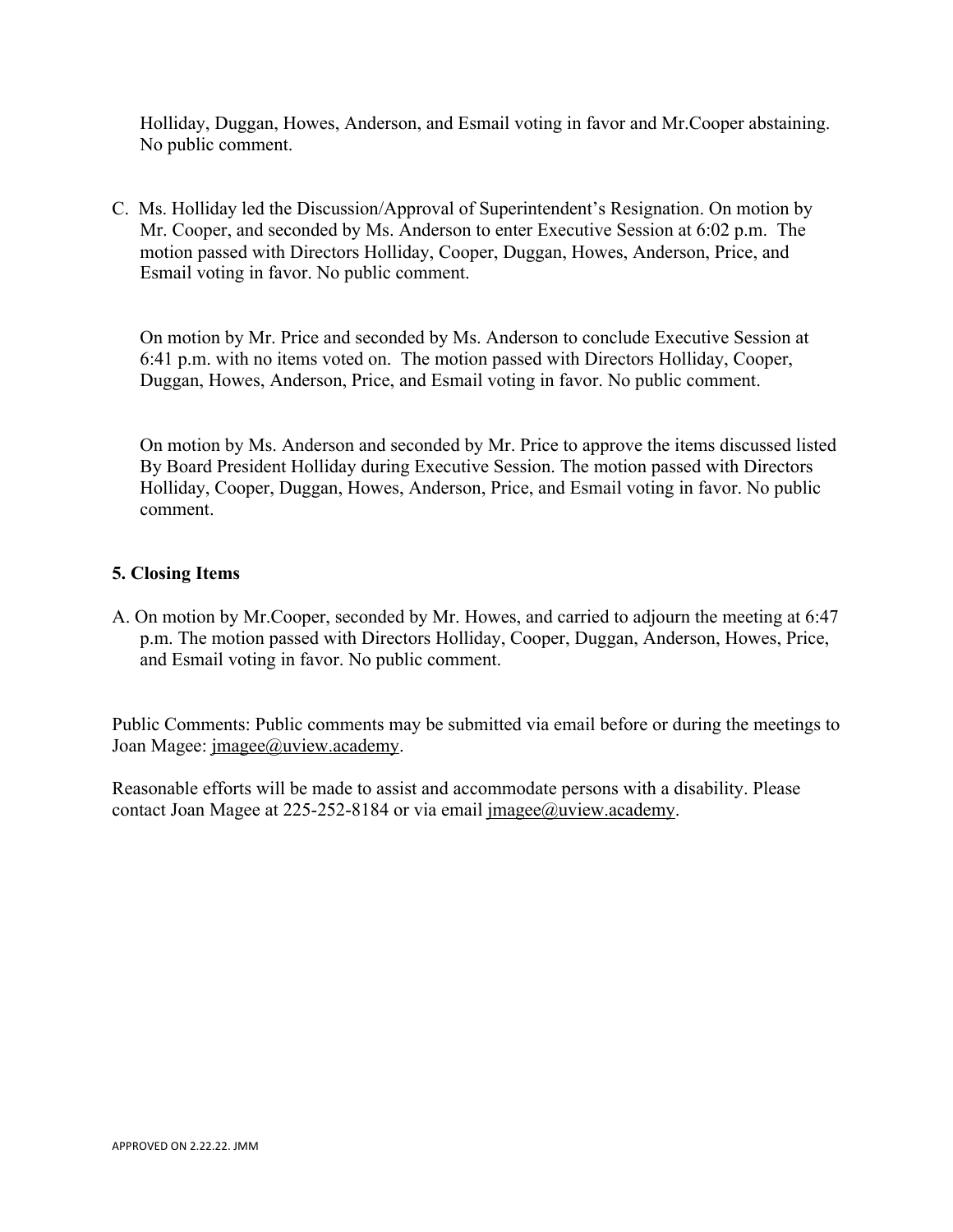Holliday, Duggan, Howes, Anderson, and Esmail voting in favor and Mr.Cooper abstaining. No public comment.

C. Ms. Holliday led the Discussion/Approval of Superintendent's Resignation. On motion by Mr. Cooper, and seconded by Ms. Anderson to enter Executive Session at 6:02 p.m. The motion passed with Directors Holliday, Cooper, Duggan, Howes, Anderson, Price, and Esmail voting in favor. No public comment.

On motion by Mr. Price and seconded by Ms. Anderson to conclude Executive Session at 6:41 p.m. with no items voted on. The motion passed with Directors Holliday, Cooper, Duggan, Howes, Anderson, Price, and Esmail voting in favor. No public comment.

On motion by Ms. Anderson and seconded by Mr. Price to approve the items discussed listed By Board President Holliday during Executive Session. The motion passed with Directors Holliday, Cooper, Duggan, Howes, Anderson, Price, and Esmail voting in favor. No public comment.

**5. Closing Items**

A. On motion by Mr.Cooper, seconded by Mr. Howes, and carried to adjourn the meeting at 6:47 p.m. The motion passed with Directors Holliday, Cooper, Duggan, Anderson, Howes, Price, and Esmail voting in favor. No public comment.

Public Comments: Public comments may be submitted via email before or during the meetings to Joan Magee: jmagee@uview.academy.

Reasonable efforts will be made to assist and accommodate persons with a disability. Please contact Joan Magee at 225-252-8184 or via email jmagee@uview.academy.

APPROVED ON 2.22.22. JMM